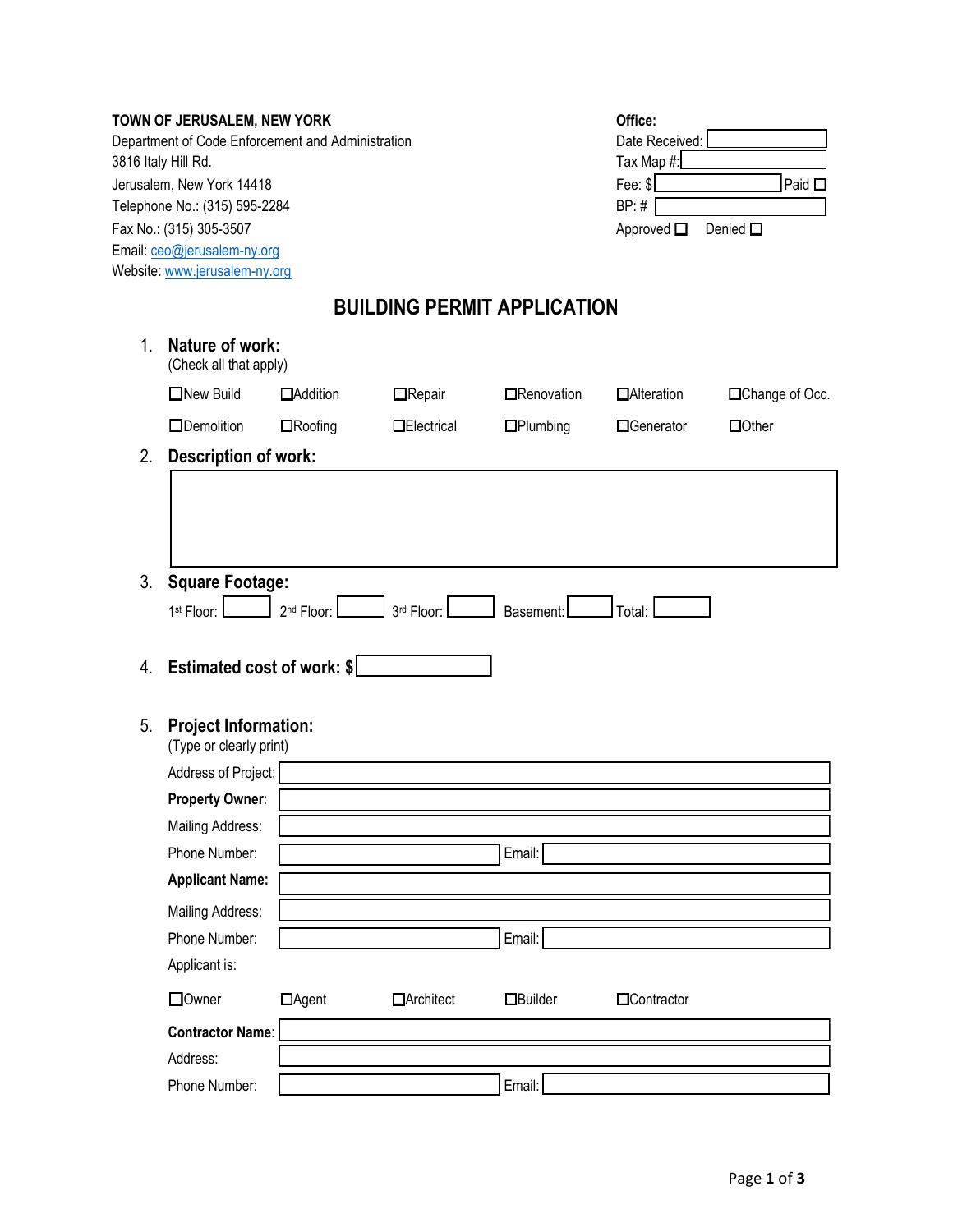**TOWN OF JERUSALEM, NEW YORK**
Department of Code Enforcement and Administration
3816 Italy Hill Rd.
Jerusalem, New York 14418
Telephone No.: (315) 595-2284
Fax No.: (315) 305-3507
Email: ceo@jerusalem-ny.org
Website: www.jerusalem-ny.org

**Office:**
Date Received: ____________
Tax Map #: ____________
Fee: $ ____________ Paid ☐
BP: # ____________
Approved ☐ Denied ☐

# BUILDING PERMIT APPLICATION

1. **Nature of work:**
   (Check all that apply)

   ☐New Build ☐Addition ☐Repair ☐Renovation ☐Alteration ☐Change of Occ.

   ☐Demolition ☐Roofing ☐Electrical ☐Plumbing ☐Generator ☐Other

2. **Description of work:**

   ____________

3. **Square Footage:**

   1st Floor: ______ 2nd Floor: ______ 3rd Floor: ______ Basement: ______ Total: ______

4. **Estimated cost of work: $** ____________

5. **Project Information:**
   (Type or clearly print)

   Address of Project: ____________
   **Property Owner**: ____________
   Mailing Address: ____________
   Phone Number: ____________ Email: ____________
   **Applicant Name:** ____________
   Mailing Address: ____________
   Phone Number: ____________ Email: ____________
   Applicant is:

   ☐Owner ☐Agent ☐Architect ☐Builder ☐Contractor

   **Contractor Name**: ____________
   Address: ____________
   Phone Number: ____________ Email: ____________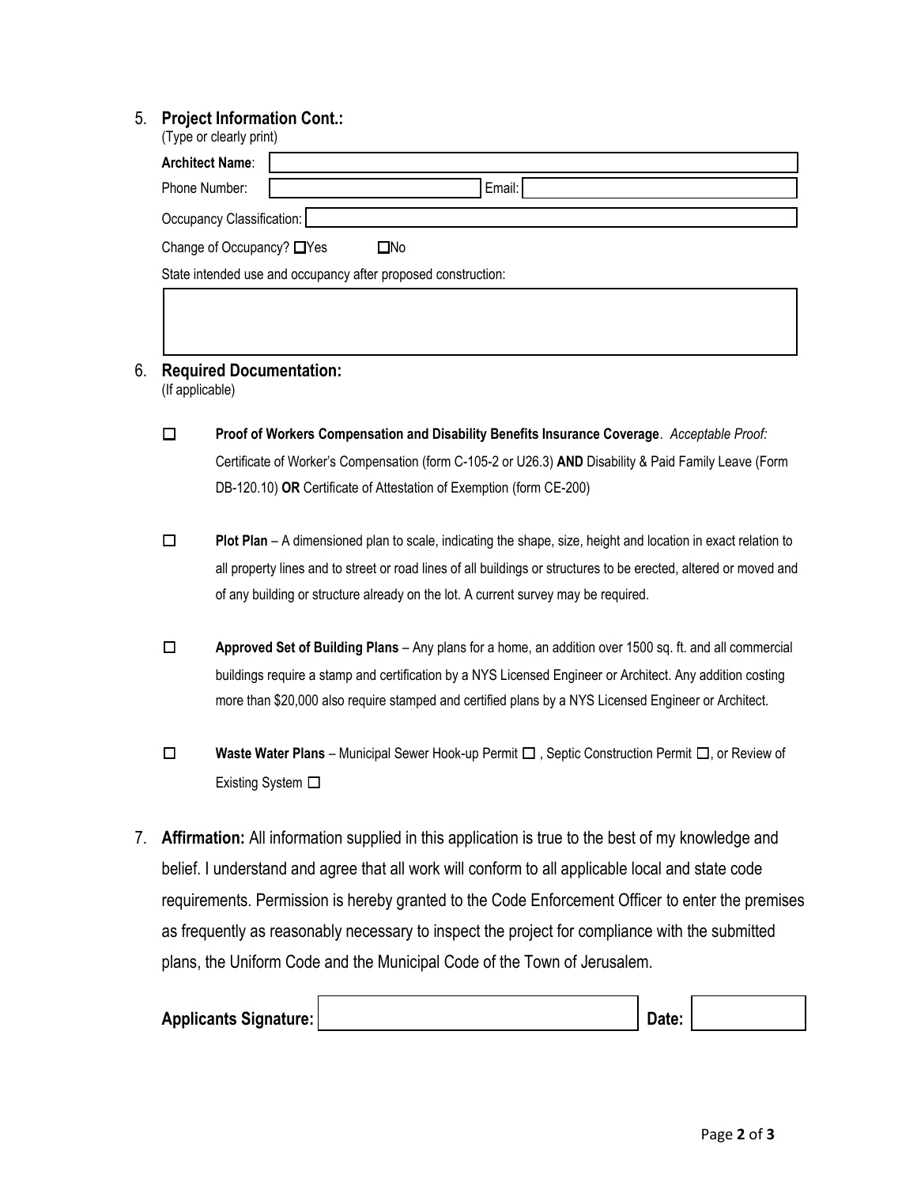5. **Project Information Cont.:**
   (Type or clearly print)

   **Architect Name**: 

   Phone Number: Email: 

   Occupancy Classification: 

   Change of Occupancy? ☐Yes ☐No

   State intended use and occupancy after proposed construction:

6. **Required Documentation:**
   (If applicable)

   ☐ **Proof of Workers Compensation and Disability Benefits Insurance Coverage**. *Acceptable Proof:* Certificate of Worker's Compensation (form C-105-2 or U26.3) **AND** Disability & Paid Family Leave (Form DB-120.10) **OR** Certificate of Attestation of Exemption (form CE-200)

   ☐ **Plot Plan** – A dimensioned plan to scale, indicating the shape, size, height and location in exact relation to all property lines and to street or road lines of all buildings or structures to be erected, altered or moved and of any building or structure already on the lot. A current survey may be required.

   ☐ **Approved Set of Building Plans** – Any plans for a home, an addition over 1500 sq. ft. and all commercial buildings require a stamp and certification by a NYS Licensed Engineer or Architect. Any addition costing more than $20,000 also require stamped and certified plans by a NYS Licensed Engineer or Architect.

   ☐ **Waste Water Plans** – Municipal Sewer Hook-up Permit ☐ , Septic Construction Permit ☐, or Review of Existing System ☐

7. **Affirmation:** All information supplied in this application is true to the best of my knowledge and belief. I understand and agree that all work will conform to all applicable local and state code requirements. Permission is hereby granted to the Code Enforcement Officer to enter the premises as frequently as reasonably necessary to inspect the project for compliance with the submitted plans, the Uniform Code and the Municipal Code of the Town of Jerusalem.

   **Applicants Signature:** **Date:**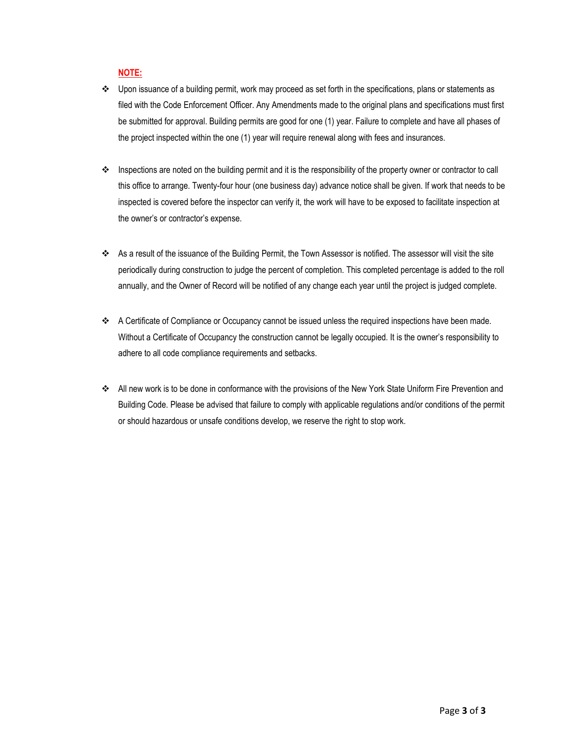**NOTE:**

- Upon issuance of a building permit, work may proceed as set forth in the specifications, plans or statements as filed with the Code Enforcement Officer. Any Amendments made to the original plans and specifications must first be submitted for approval. Building permits are good for one (1) year. Failure to complete and have all phases of the project inspected within the one (1) year will require renewal along with fees and insurances.

- Inspections are noted on the building permit and it is the responsibility of the property owner or contractor to call this office to arrange. Twenty-four hour (one business day) advance notice shall be given. If work that needs to be inspected is covered before the inspector can verify it, the work will have to be exposed to facilitate inspection at the owner's or contractor's expense.

- As a result of the issuance of the Building Permit, the Town Assessor is notified. The assessor will visit the site periodically during construction to judge the percent of completion. This completed percentage is added to the roll annually, and the Owner of Record will be notified of any change each year until the project is judged complete.

- A Certificate of Compliance or Occupancy cannot be issued unless the required inspections have been made. Without a Certificate of Occupancy the construction cannot be legally occupied. It is the owner's responsibility to adhere to all code compliance requirements and setbacks.

- All new work is to be done in conformance with the provisions of the New York State Uniform Fire Prevention and Building Code. Please be advised that failure to comply with applicable regulations and/or conditions of the permit or should hazardous or unsafe conditions develop, we reserve the right to stop work.